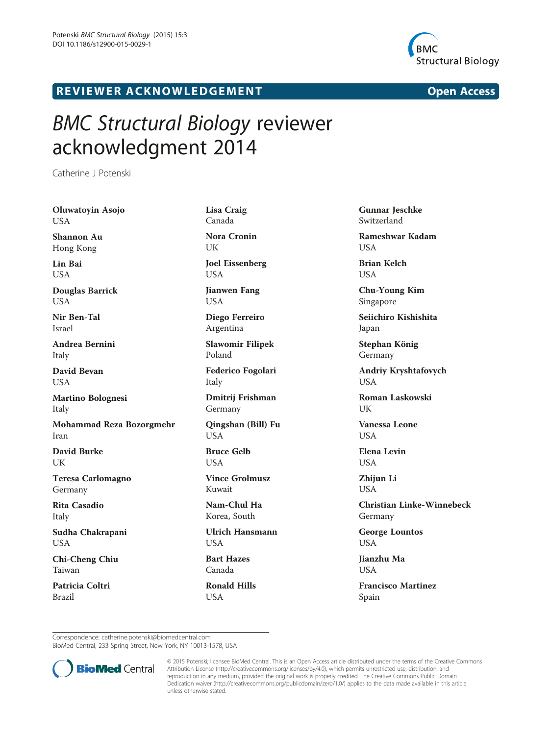REVIEWER ACKNOWLEDGEMENT

Open Access

# *BMC Structural Biology* reviewer acknowledgment 2014

Catherine J Potenski

**Oluwatoyin Asojo**
USA

**Shannon Au**
Hong Kong

**Lin Bai**
USA

**Douglas Barrick**
USA

**Nir Ben-Tal**
Israel

**Andrea Bernini**
Italy

**David Bevan**
USA

**Martino Bolognesi**
Italy

**Mohammad Reza Bozorgmehr**
Iran

**David Burke**
UK

**Teresa Carlomagno**
Germany

**Rita Casadio**
Italy

**Sudha Chakrapani**
USA

**Chi-Cheng Chiu**
Taiwan

**Patricia Coltri**
Brazil

**Lisa Craig**
Canada

**Nora Cronin**
UK

**Joel Eissenberg**
USA

**Jianwen Fang**
USA

**Diego Ferreiro**
Argentina

**Slawomir Filipek**
Poland

**Federico Fogolari**
Italy

**Dmitrij Frishman**
Germany

**Qingshan (Bill) Fu**
USA

**Bruce Gelb**
USA

**Vince Grolmusz**
Kuwait

**Nam-Chul Ha**
Korea, South

**Ulrich Hansmann**
USA

**Bart Hazes**
Canada

**Ronald Hills**
USA

**Gunnar Jeschke**
Switzerland

**Rameshwar Kadam**
USA

**Brian Kelch**
USA

**Chu-Young Kim**
Singapore

**Seiichiro Kishishita**
Japan

**Stephan König**
Germany

**Andriy Kryshtafovych**
USA

**Roman Laskowski**
UK

**Vanessa Leone**
USA

**Elena Levin**
USA

**Zhijun Li**
USA

**Christian Linke-Winnebeck**
Germany

**George Lountos**
USA

**Jianzhu Ma**
USA

**Francisco Martinez**
Spain

Correspondence: catherine.potenski@biomedcentral.com
BioMed Central, 233 Spring Street, New York, NY 10013-1578, USA

© 2015 Potenski; licensee BioMed Central. This is an Open Access article distributed under the terms of the Creative Commons Attribution License (http://creativecommons.org/licenses/by/4.0), which permits unrestricted use, distribution, and reproduction in any medium, provided the original work is properly credited. The Creative Commons Public Domain Dedication waiver (http://creativecommons.org/publicdomain/zero/1.0/) applies to the data made available in this article, unless otherwise stated.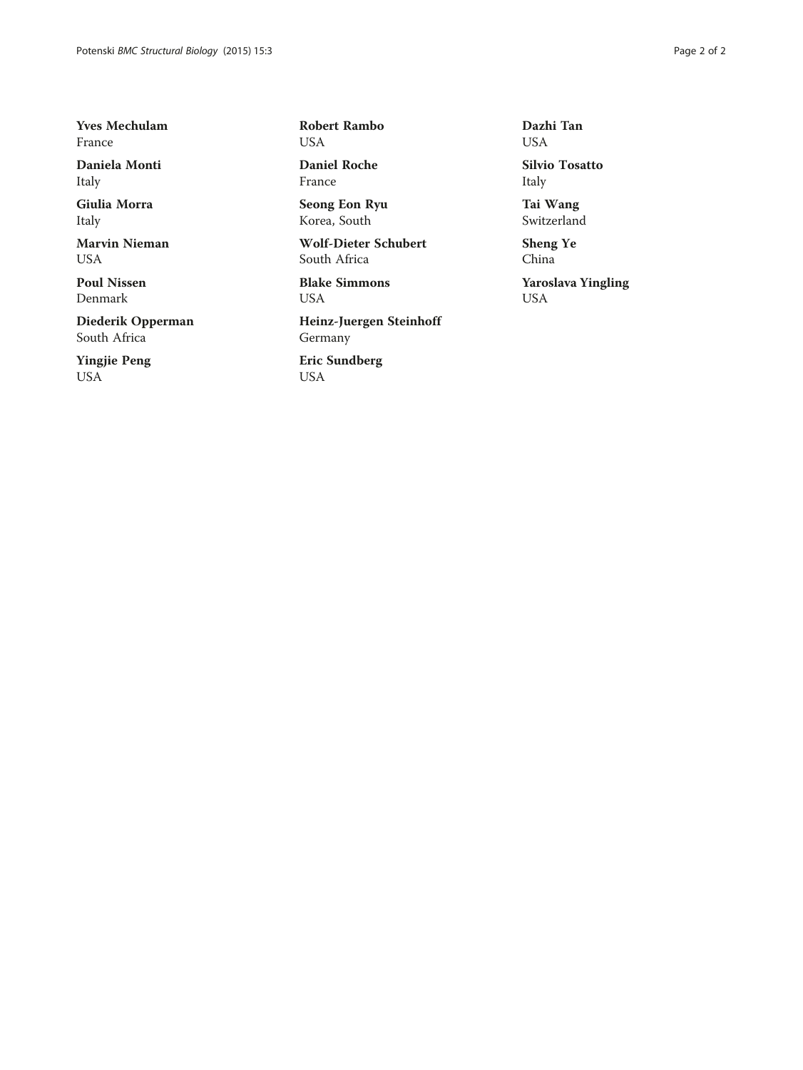**Yves Mechulam**
France

**Daniela Monti**
Italy

**Giulia Morra**
Italy

**Marvin Nieman**
USA

**Poul Nissen**
Denmark

**Diederik Opperman**
South Africa

**Yingjie Peng**
USA

**Robert Rambo**
USA

**Daniel Roche**
France

**Seong Eon Ryu**
Korea, South

**Wolf-Dieter Schubert**
South Africa

**Blake Simmons**
USA

**Heinz-Juergen Steinhoff**
Germany

**Eric Sundberg**
USA

**Dazhi Tan**
USA

**Silvio Tosatto**
Italy

**Tai Wang**
Switzerland

**Sheng Ye**
China

**Yaroslava Yingling**
USA